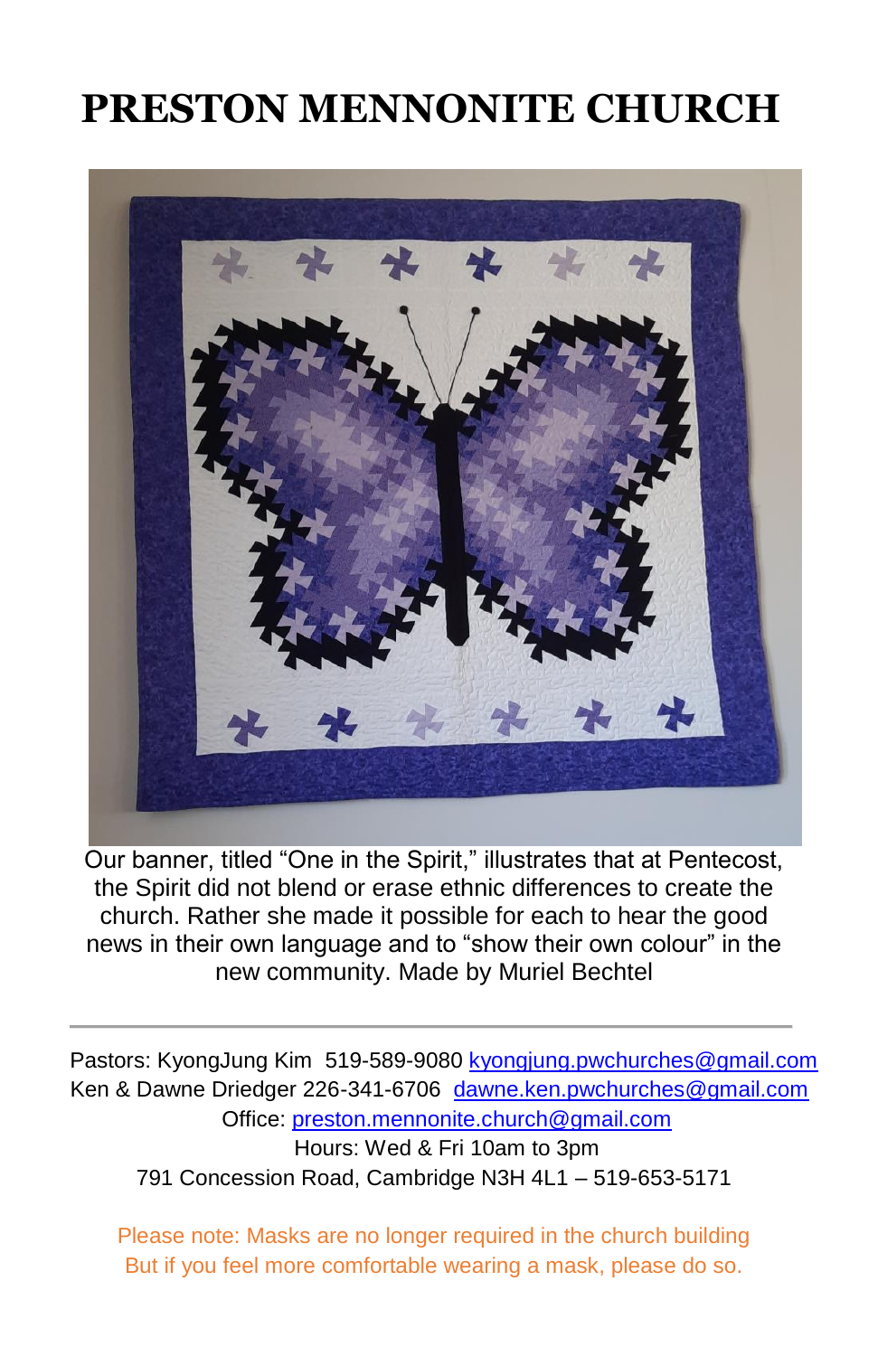# PRESTON MENNONITE CHURCH

Our banner, titled "One in the Spirit," illustrates that at Pentecost, the Spirit did not blend or erase ethnic differences to create the church. Rather she made it possible for each to hear the good news in their own language and to "show their own colour" in the new community. Made by Muriel Bechtel

---

Pastors: KyongJung Kim 519-589-9080 kyongjung.pwchurches@gmail.com
Ken & Dawne Driedger 226-341-6706 dawne.ken.pwchurches@gmail.com
Office: preston.mennonite.church@gmail.com
Hours: Wed & Fri 10am to 3pm
791 Concession Road, Cambridge N3H 4L1 – 519-653-5171

Please note: Masks are no longer required in the church building
But if you feel more comfortable wearing a mask, please do so.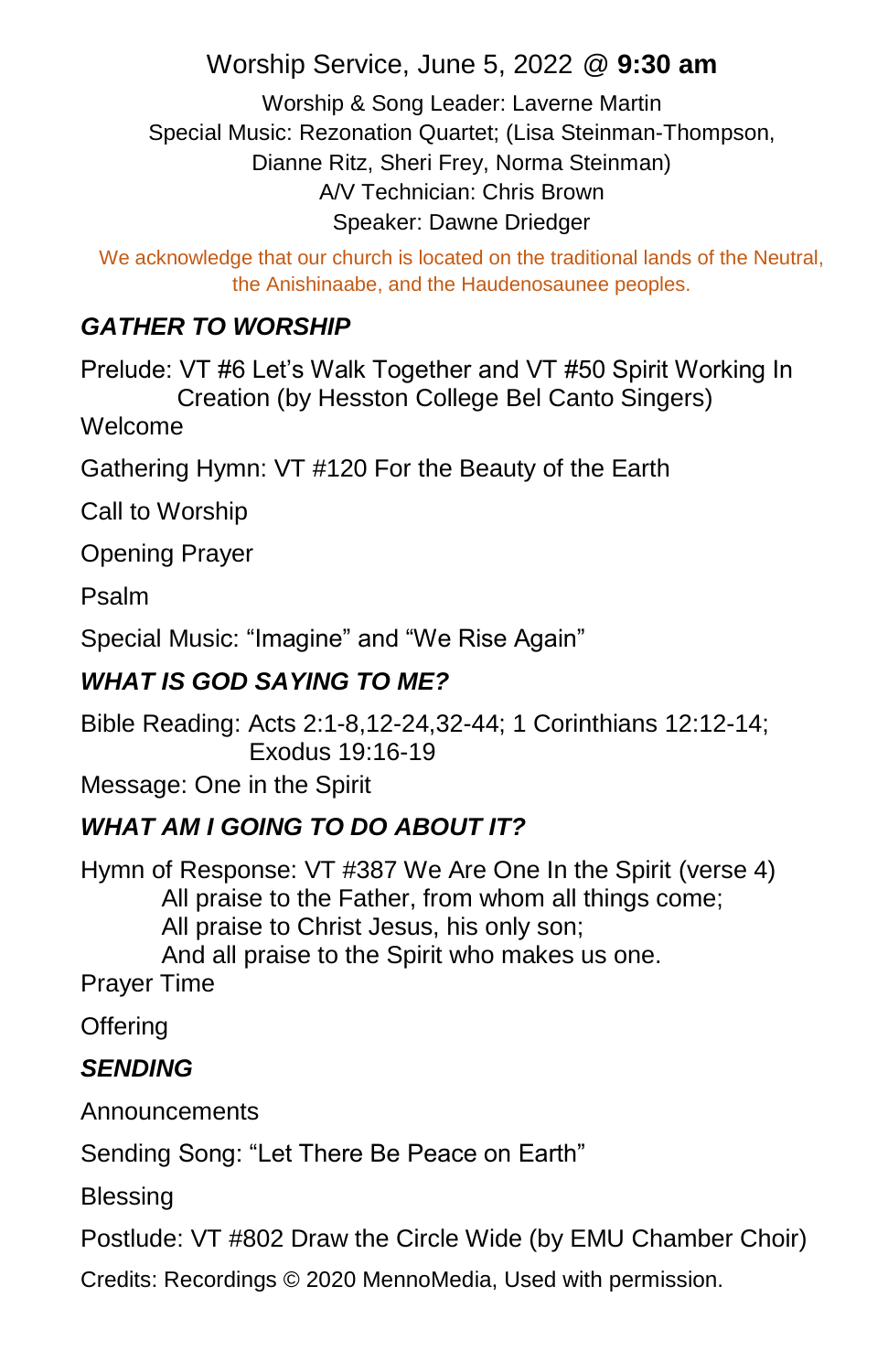# Worship Service, June 5, 2022 @ **9:30 am**

Worship & Song Leader: Laverne Martin
Special Music: Rezonation Quartet; (Lisa Steinman-Thompson, Dianne Ritz, Sheri Frey, Norma Steinman)
A/V Technician: Chris Brown
Speaker: Dawne Driedger

We acknowledge that our church is located on the traditional lands of the Neutral, the Anishinaabe, and the Haudenosaunee peoples.

## *GATHER TO WORSHIP*

Prelude: VT #6 Let's Walk Together and VT #50 Spirit Working In Creation (by Hesston College Bel Canto Singers)

Welcome

Gathering Hymn: VT #120 For the Beauty of the Earth

Call to Worship

Opening Prayer

Psalm

Special Music: "Imagine" and "We Rise Again"

## *WHAT IS GOD SAYING TO ME?*

Bible Reading: Acts 2:1-8,12-24,32-44; 1 Corinthians 12:12-14; Exodus 19:16-19

Message: One in the Spirit

## *WHAT AM I GOING TO DO ABOUT IT?*

Hymn of Response: VT #387 We Are One In the Spirit (verse 4)

All praise to the Father, from whom all things come;
All praise to Christ Jesus, his only son;
And all praise to the Spirit who makes us one.

Prayer Time

Offering

## *SENDING*

Announcements

Sending Song: "Let There Be Peace on Earth"

Blessing

Postlude: VT #802 Draw the Circle Wide (by EMU Chamber Choir)

Credits: Recordings © 2020 MennoMedia, Used with permission.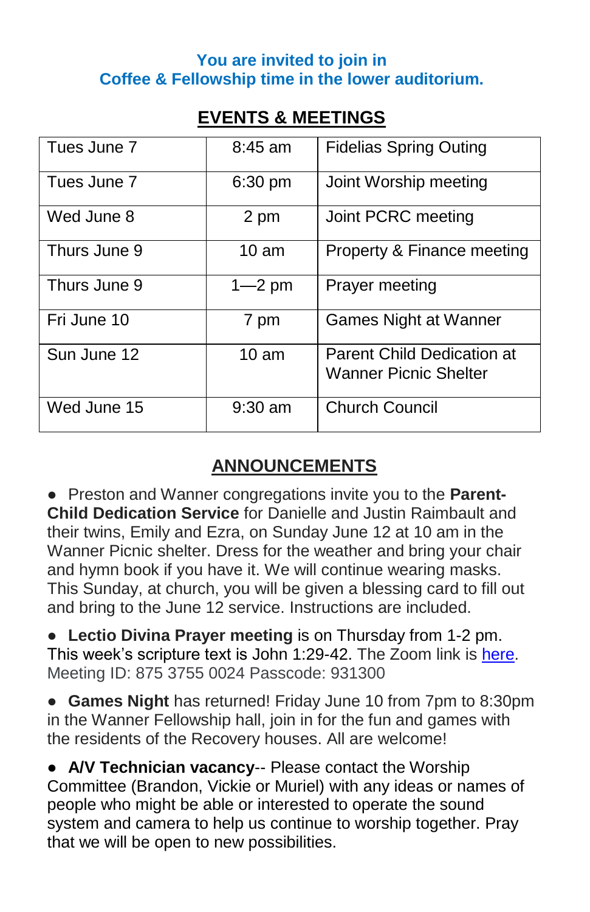**You are invited to join in**
**Coffee & Fellowship time in the lower auditorium.**

## EVENTS & MEETINGS

| | | |
|---|---|---|
| Tues June 7 | 8:45 am | Fidelias Spring Outing |
| Tues June 7 | 6:30 pm | Joint Worship meeting |
| Wed June 8 | 2 pm | Joint PCRC meeting |
| Thurs June 9 | 10 am | Property & Finance meeting |
| Thurs June 9 | 1—2 pm | Prayer meeting |
| Fri June 10 | 7 pm | Games Night at Wanner |
| Sun June 12 | 10 am | Parent Child Dedication at Wanner Picnic Shelter |
| Wed June 15 | 9:30 am | Church Council |

## ANNOUNCEMENTS

- Preston and Wanner congregations invite you to the **Parent-Child Dedication Service** for Danielle and Justin Raimbault and their twins, Emily and Ezra, on Sunday June 12 at 10 am in the Wanner Picnic shelter. Dress for the weather and bring your chair and hymn book if you have it. We will continue wearing masks. This Sunday, at church, you will be given a blessing card to fill out and bring to the June 12 service. Instructions are included.

- **Lectio Divina Prayer meeting** is on Thursday from 1-2 pm. This week's scripture text is John 1:29-42. The Zoom link is here. Meeting ID: 875 3755 0024 Passcode: 931300

- **Games Night** has returned! Friday June 10 from 7pm to 8:30pm in the Wanner Fellowship hall, join in for the fun and games with the residents of the Recovery houses. All are welcome!

- **A/V Technician vacancy**-- Please contact the Worship Committee (Brandon, Vickie or Muriel) with any ideas or names of people who might be able or interested to operate the sound system and camera to help us continue to worship together. Pray that we will be open to new possibilities.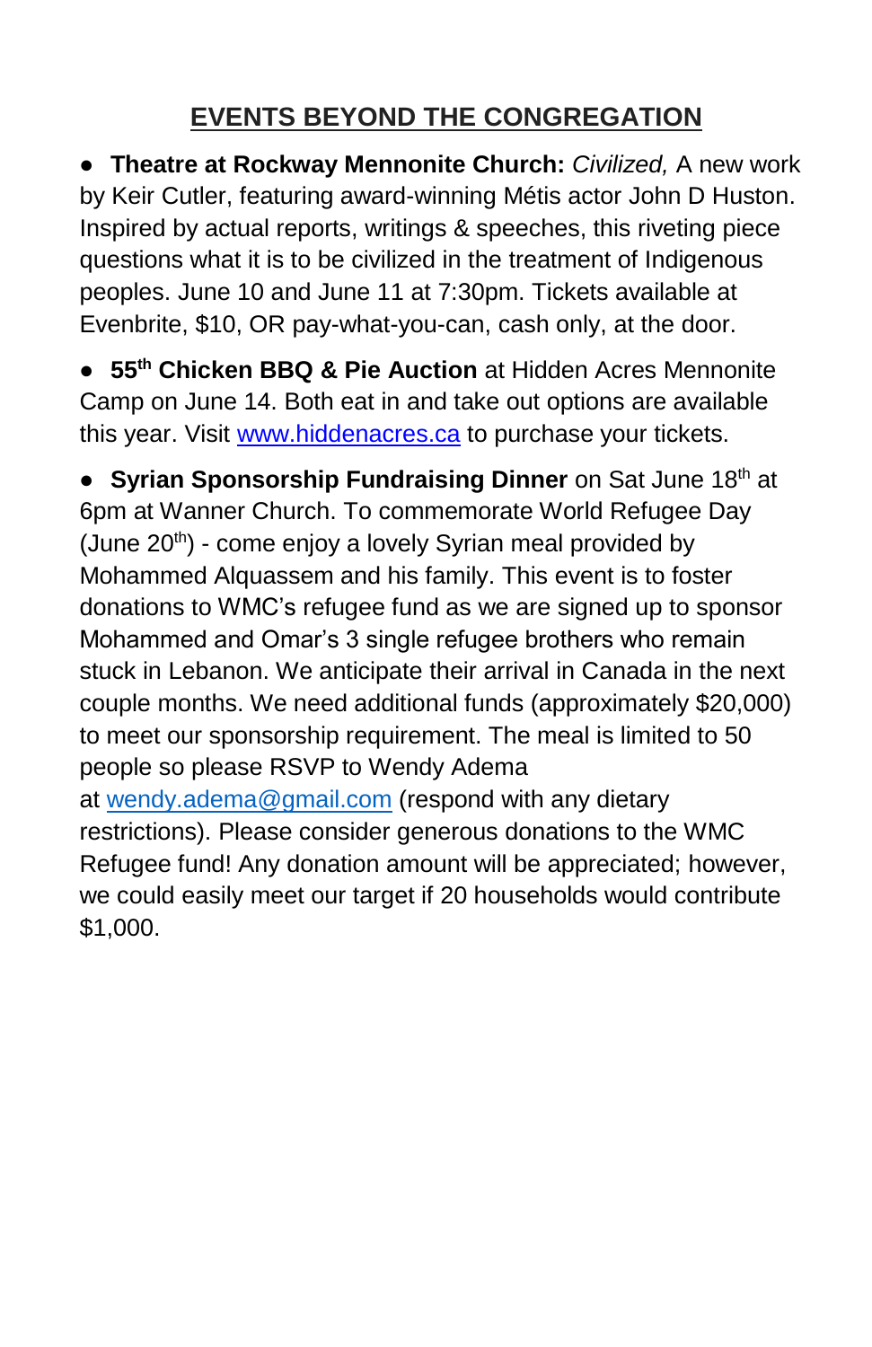## EVENTS BEYOND THE CONGREGATION

- **Theatre at Rockway Mennonite Church:** *Civilized,* A new work by Keir Cutler, featuring award-winning Métis actor John D Huston. Inspired by actual reports, writings & speeches, this riveting piece questions what it is to be civilized in the treatment of Indigenous peoples. June 10 and June 11 at 7:30pm. Tickets available at Evenbrite, $10, OR pay-what-you-can, cash only, at the door.

- **55th Chicken BBQ & Pie Auction** at Hidden Acres Mennonite Camp on June 14. Both eat in and take out options are available this year. Visit [www.hiddenacres.ca](http://www.hiddenacres.ca) to purchase your tickets.

- **Syrian Sponsorship Fundraising Dinner** on Sat June 18th at 6pm at Wanner Church. To commemorate World Refugee Day (June 20th) - come enjoy a lovely Syrian meal provided by Mohammed Alquassem and his family. This event is to foster donations to WMC's refugee fund as we are signed up to sponsor Mohammed and Omar's 3 single refugee brothers who remain stuck in Lebanon. We anticipate their arrival in Canada in the next couple months. We need additional funds (approximately $20,000) to meet our sponsorship requirement. The meal is limited to 50 people so please RSVP to Wendy Adema at [wendy.adema@gmail.com](mailto:wendy.adema@gmail.com) (respond with any dietary restrictions). Please consider generous donations to the WMC Refugee fund! Any donation amount will be appreciated; however, we could easily meet our target if 20 households would contribute $1,000.